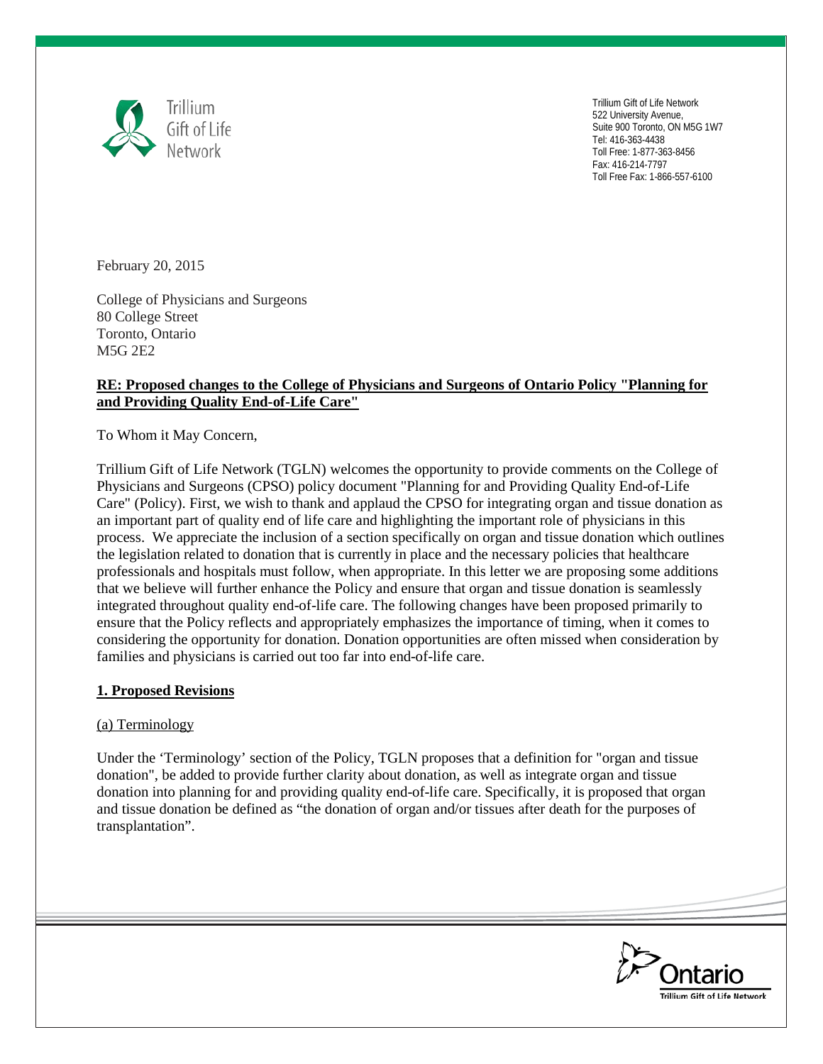Trillium Gift of Life Network
522 University Avenue,
Suite 900 Toronto, ON M5G 1W7
Tel: 416-363-4438
Toll Free: 1-877-363-8456
Fax: 416-214-7797
Toll Free Fax: 1-866-557-6100

February 20, 2015

College of Physicians and Surgeons
80 College Street
Toronto, Ontario
M5G 2E2

**RE: Proposed changes to the College of Physicians and Surgeons of Ontario Policy "Planning for and Providing Quality End-of-Life Care"**

To Whom it May Concern,

Trillium Gift of Life Network (TGLN) welcomes the opportunity to provide comments on the College of Physicians and Surgeons (CPSO) policy document "Planning for and Providing Quality End-of-Life Care" (Policy). First, we wish to thank and applaud the CPSO for integrating organ and tissue donation as an important part of quality end of life care and highlighting the important role of physicians in this process. We appreciate the inclusion of a section specifically on organ and tissue donation which outlines the legislation related to donation that is currently in place and the necessary policies that healthcare professionals and hospitals must follow, when appropriate. In this letter we are proposing some additions that we believe will further enhance the Policy and ensure that organ and tissue donation is seamlessly integrated throughout quality end-of-life care. The following changes have been proposed primarily to ensure that the Policy reflects and appropriately emphasizes the importance of timing, when it comes to considering the opportunity for donation. Donation opportunities are often missed when consideration by families and physicians is carried out too far into end-of-life care.

## 1. Proposed Revisions

### (a) Terminology

Under the 'Terminology' section of the Policy, TGLN proposes that a definition for "organ and tissue donation", be added to provide further clarity about donation, as well as integrate organ and tissue donation into planning for and providing quality end-of-life care. Specifically, it is proposed that organ and tissue donation be defined as "the donation of organ and/or tissues after death for the purposes of transplantation".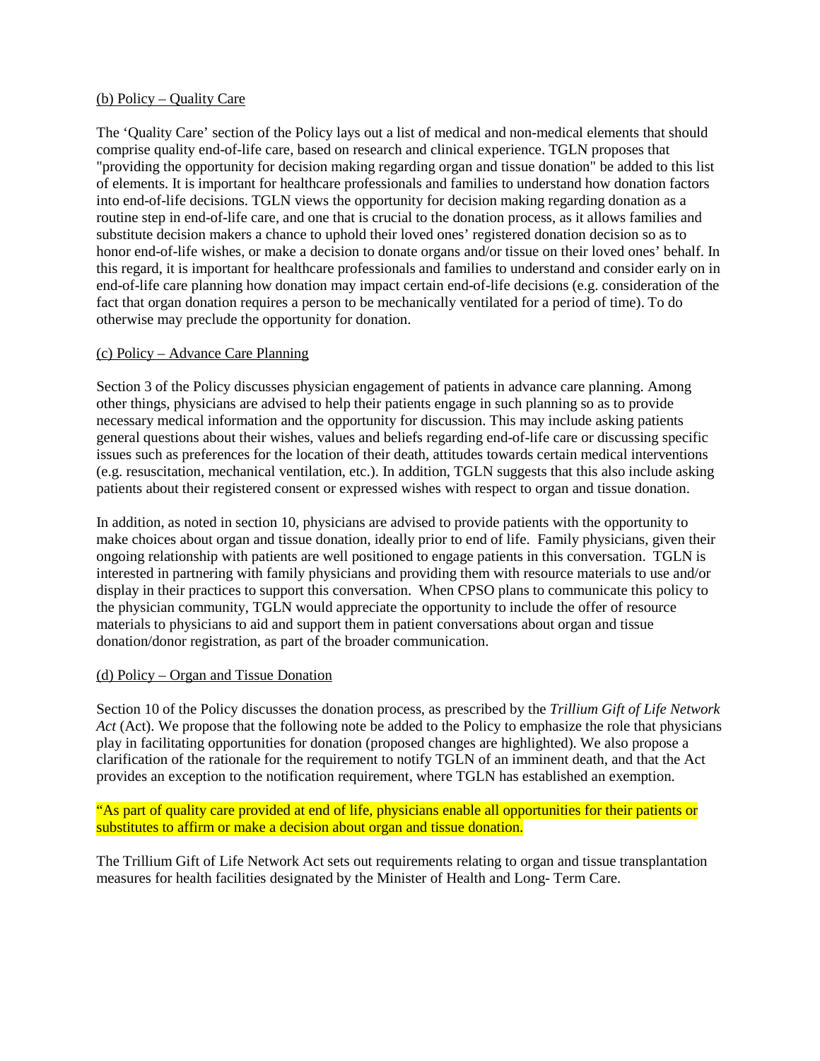(b) Policy – Quality Care

The 'Quality Care' section of the Policy lays out a list of medical and non-medical elements that should comprise quality end-of-life care, based on research and clinical experience. TGLN proposes that "providing the opportunity for decision making regarding organ and tissue donation" be added to this list of elements. It is important for healthcare professionals and families to understand how donation factors into end-of-life decisions. TGLN views the opportunity for decision making regarding donation as a routine step in end-of-life care, and one that is crucial to the donation process, as it allows families and substitute decision makers a chance to uphold their loved ones' registered donation decision so as to honor end-of-life wishes, or make a decision to donate organs and/or tissue on their loved ones' behalf. In this regard, it is important for healthcare professionals and families to understand and consider early on in end-of-life care planning how donation may impact certain end-of-life decisions (e.g. consideration of the fact that organ donation requires a person to be mechanically ventilated for a period of time). To do otherwise may preclude the opportunity for donation.

(c) Policy – Advance Care Planning

Section 3 of the Policy discusses physician engagement of patients in advance care planning. Among other things, physicians are advised to help their patients engage in such planning so as to provide necessary medical information and the opportunity for discussion. This may include asking patients general questions about their wishes, values and beliefs regarding end-of-life care or discussing specific issues such as preferences for the location of their death, attitudes towards certain medical interventions (e.g. resuscitation, mechanical ventilation, etc.). In addition, TGLN suggests that this also include asking patients about their registered consent or expressed wishes with respect to organ and tissue donation.

In addition, as noted in section 10, physicians are advised to provide patients with the opportunity to make choices about organ and tissue donation, ideally prior to end of life. Family physicians, given their ongoing relationship with patients are well positioned to engage patients in this conversation. TGLN is interested in partnering with family physicians and providing them with resource materials to use and/or display in their practices to support this conversation. When CPSO plans to communicate this policy to the physician community, TGLN would appreciate the opportunity to include the offer of resource materials to physicians to aid and support them in patient conversations about organ and tissue donation/donor registration, as part of the broader communication.

(d) Policy – Organ and Tissue Donation

Section 10 of the Policy discusses the donation process, as prescribed by the *Trillium Gift of Life Network Act* (Act). We propose that the following note be added to the Policy to emphasize the role that physicians play in facilitating opportunities for donation (proposed changes are highlighted). We also propose a clarification of the rationale for the requirement to notify TGLN of an imminent death, and that the Act provides an exception to the notification requirement, where TGLN has established an exemption.

"As part of quality care provided at end of life, physicians enable all opportunities for their patients or substitutes to affirm or make a decision about organ and tissue donation.

The Trillium Gift of Life Network Act sets out requirements relating to organ and tissue transplantation measures for health facilities designated by the Minister of Health and Long- Term Care.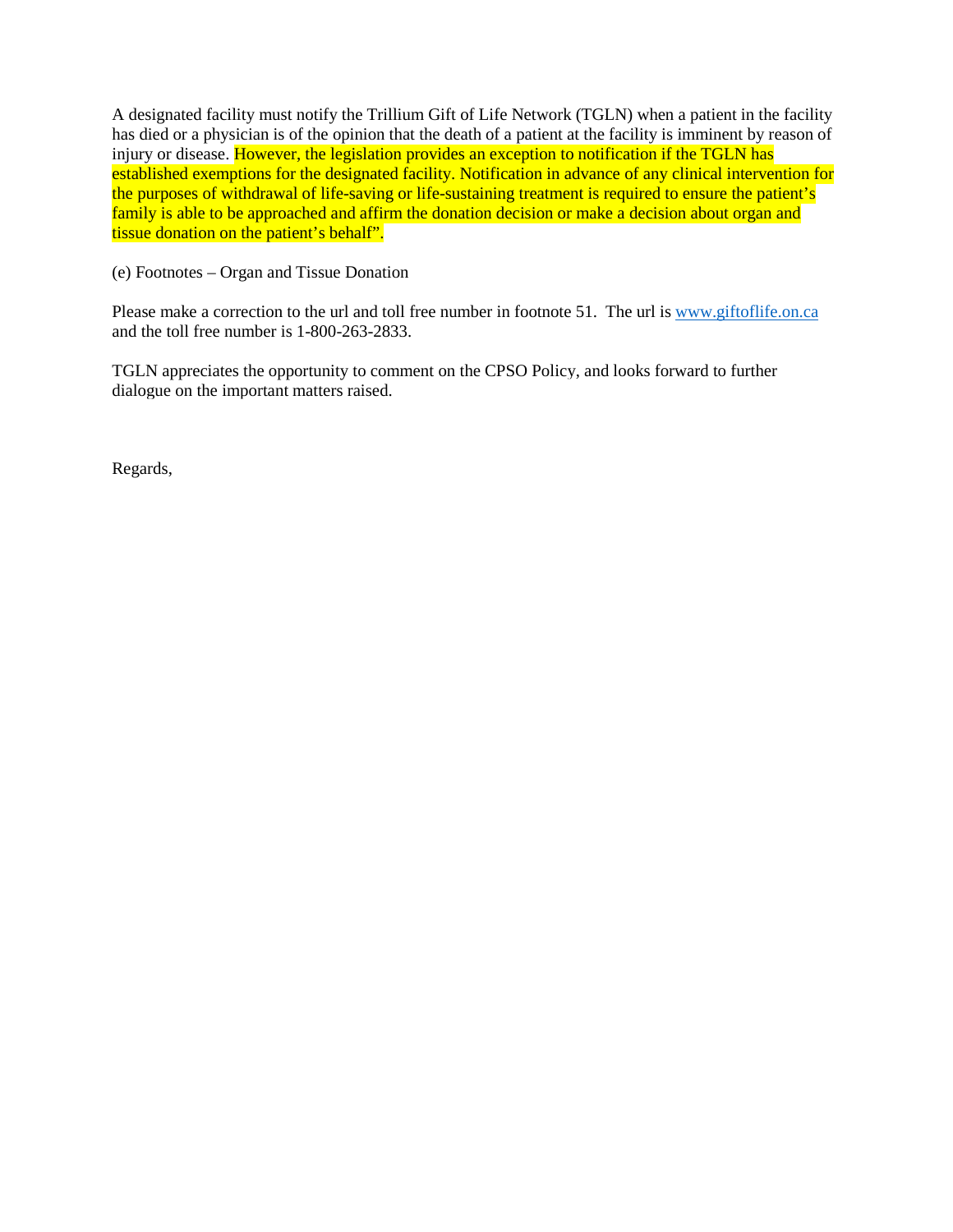A designated facility must notify the Trillium Gift of Life Network (TGLN) when a patient in the facility has died or a physician is of the opinion that the death of a patient at the facility is imminent by reason of injury or disease. However, the legislation provides an exception to notification if the TGLN has established exemptions for the designated facility. Notification in advance of any clinical intervention for the purposes of withdrawal of life-saving or life-sustaining treatment is required to ensure the patient's family is able to be approached and affirm the donation decision or make a decision about organ and tissue donation on the patient's behalf".

(e) Footnotes – Organ and Tissue Donation

Please make a correction to the url and toll free number in footnote 51. The url is www.giftoflife.on.ca and the toll free number is 1-800-263-2833.

TGLN appreciates the opportunity to comment on the CPSO Policy, and looks forward to further dialogue on the important matters raised.

Regards,